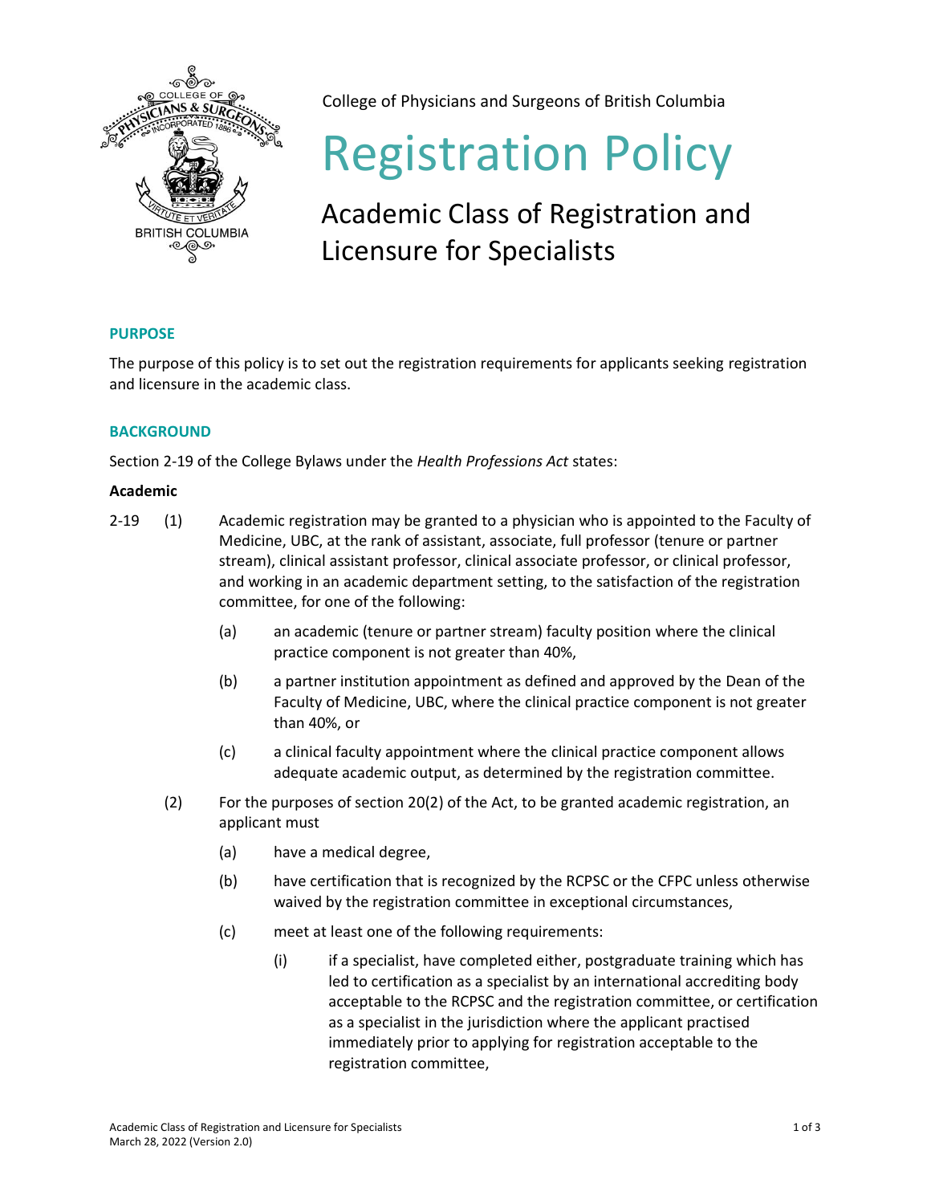College of Physicians and Surgeons of British Columbia

# Registration Policy

## Academic Class of Registration and Licensure for Specialists

### PURPOSE

The purpose of this policy is to set out the registration requirements for applicants seeking registration and licensure in the academic class.

### BACKGROUND

Section 2-19 of the College Bylaws under the *Health Professions Act* states:

**Academic**

2-19 (1) Academic registration may be granted to a physician who is appointed to the Faculty of Medicine, UBC, at the rank of assistant, associate, full professor (tenure or partner stream), clinical assistant professor, clinical associate professor, or clinical professor, and working in an academic department setting, to the satisfaction of the registration committee, for one of the following:

- (a) an academic (tenure or partner stream) faculty position where the clinical practice component is not greater than 40%,
- (b) a partner institution appointment as defined and approved by the Dean of the Faculty of Medicine, UBC, where the clinical practice component is not greater than 40%, or
- (c) a clinical faculty appointment where the clinical practice component allows adequate academic output, as determined by the registration committee.

(2) For the purposes of section 20(2) of the Act, to be granted academic registration, an applicant must

- (a) have a medical degree,
- (b) have certification that is recognized by the RCPSC or the CFPC unless otherwise waived by the registration committee in exceptional circumstances,
- (c) meet at least one of the following requirements:
  - (i) if a specialist, have completed either, postgraduate training which has led to certification as a specialist by an international accrediting body acceptable to the RCPSC and the registration committee, or certification as a specialist in the jurisdiction where the applicant practised immediately prior to applying for registration acceptable to the registration committee,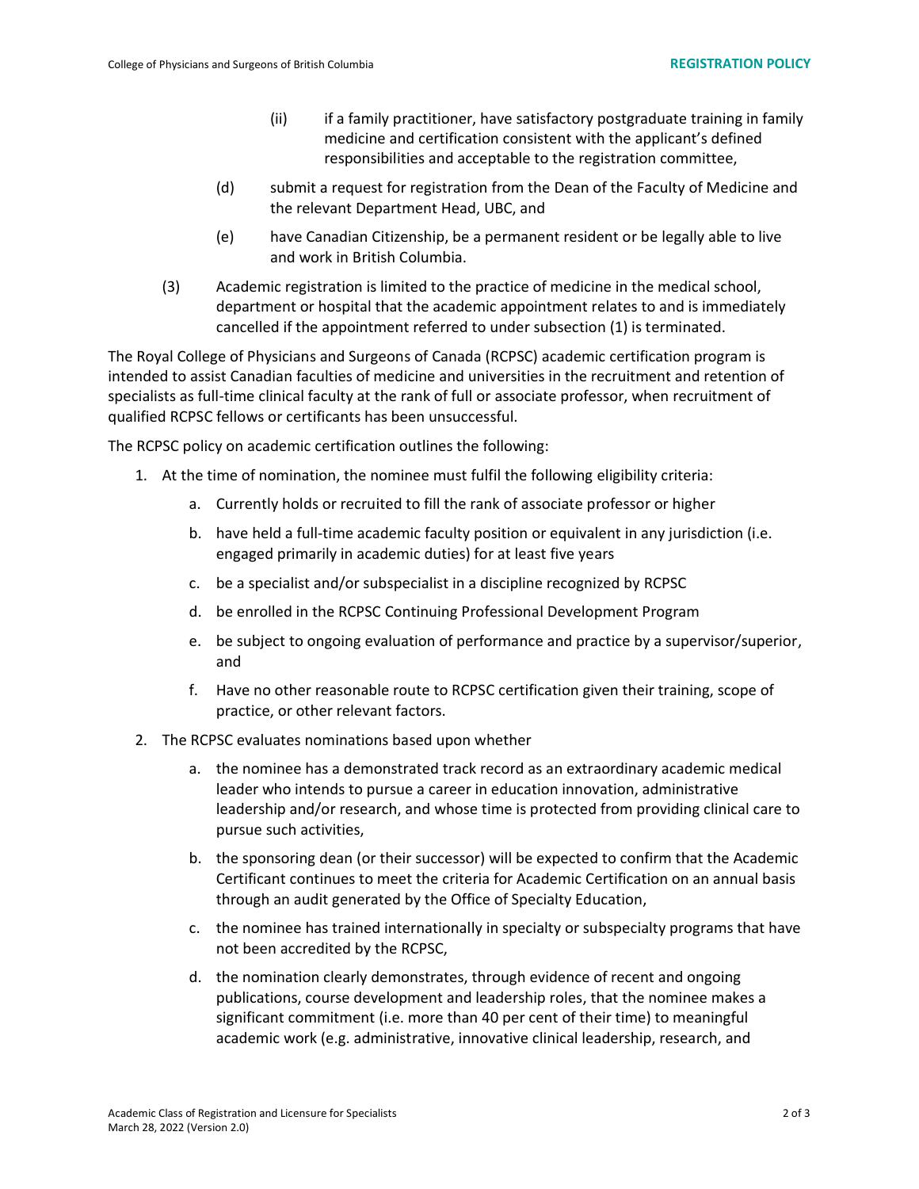(ii) if a family practitioner, have satisfactory postgraduate training in family medicine and certification consistent with the applicant's defined responsibilities and acceptable to the registration committee,

(d) submit a request for registration from the Dean of the Faculty of Medicine and the relevant Department Head, UBC, and

(e) have Canadian Citizenship, be a permanent resident or be legally able to live and work in British Columbia.

(3) Academic registration is limited to the practice of medicine in the medical school, department or hospital that the academic appointment relates to and is immediately cancelled if the appointment referred to under subsection (1) is terminated.

The Royal College of Physicians and Surgeons of Canada (RCPSC) academic certification program is intended to assist Canadian faculties of medicine and universities in the recruitment and retention of specialists as full-time clinical faculty at the rank of full or associate professor, when recruitment of qualified RCPSC fellows or certificants has been unsuccessful.

The RCPSC policy on academic certification outlines the following:

1. At the time of nomination, the nominee must fulfil the following eligibility criteria:
   a. Currently holds or recruited to fill the rank of associate professor or higher
   b. have held a full-time academic faculty position or equivalent in any jurisdiction (i.e. engaged primarily in academic duties) for at least five years
   c. be a specialist and/or subspecialist in a discipline recognized by RCPSC
   d. be enrolled in the RCPSC Continuing Professional Development Program
   e. be subject to ongoing evaluation of performance and practice by a supervisor/superior, and
   f. Have no other reasonable route to RCPSC certification given their training, scope of practice, or other relevant factors.
2. The RCPSC evaluates nominations based upon whether
   a. the nominee has a demonstrated track record as an extraordinary academic medical leader who intends to pursue a career in education innovation, administrative leadership and/or research, and whose time is protected from providing clinical care to pursue such activities,
   b. the sponsoring dean (or their successor) will be expected to confirm that the Academic Certificant continues to meet the criteria for Academic Certification on an annual basis through an audit generated by the Office of Specialty Education,
   c. the nominee has trained internationally in specialty or subspecialty programs that have not been accredited by the RCPSC,
   d. the nomination clearly demonstrates, through evidence of recent and ongoing publications, course development and leadership roles, that the nominee makes a significant commitment (i.e. more than 40 per cent of their time) to meaningful academic work (e.g. administrative, innovative clinical leadership, research, and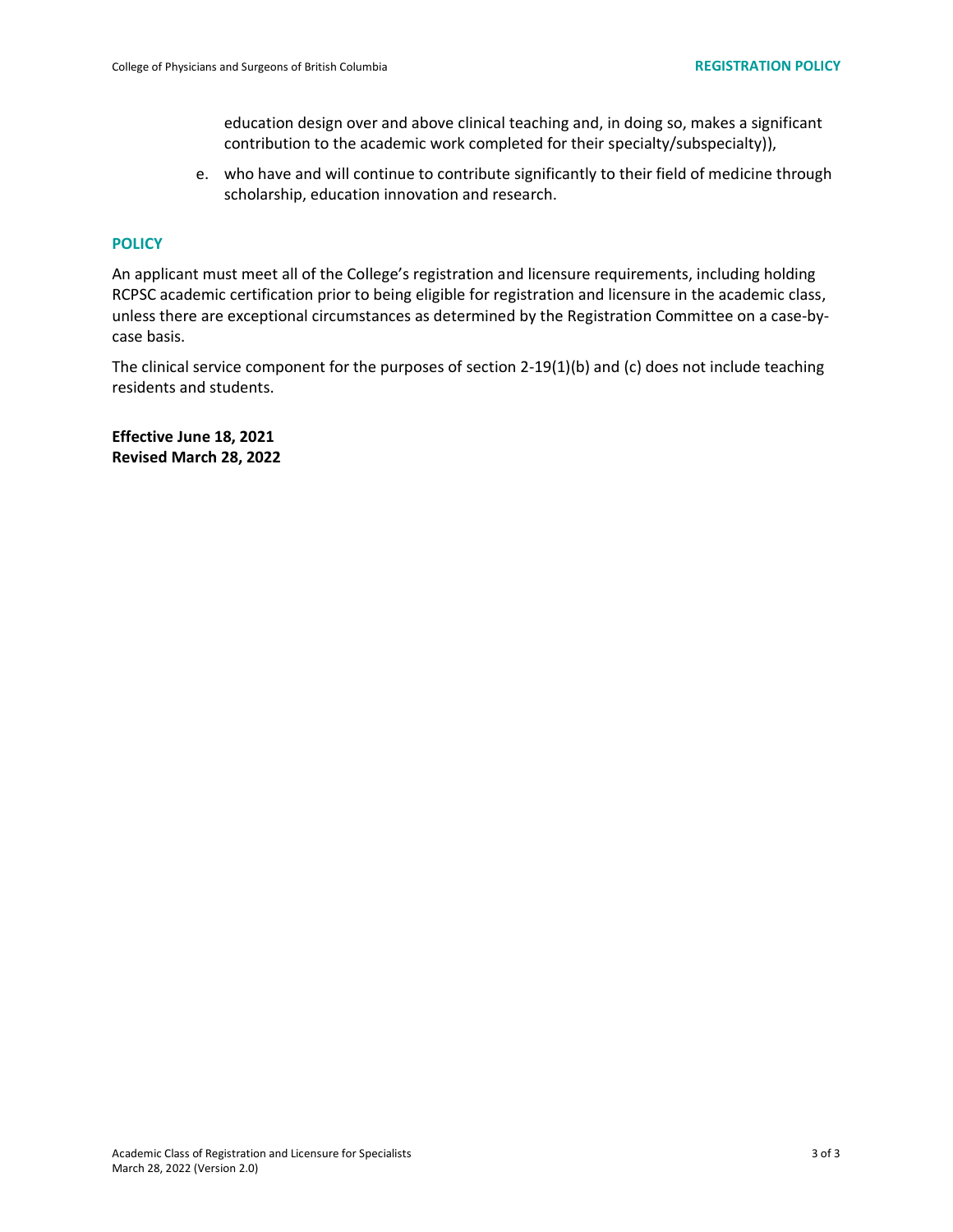education design over and above clinical teaching and, in doing so, makes a significant contribution to the academic work completed for their specialty/subspecialty)),

e. who have and will continue to contribute significantly to their field of medicine through scholarship, education innovation and research.

## POLICY

An applicant must meet all of the College's registration and licensure requirements, including holding RCPSC academic certification prior to being eligible for registration and licensure in the academic class, unless there are exceptional circumstances as determined by the Registration Committee on a case-by-case basis.

The clinical service component for the purposes of section 2-19(1)(b) and (c) does not include teaching residents and students.

**Effective June 18, 2021**
**Revised March 28, 2022**